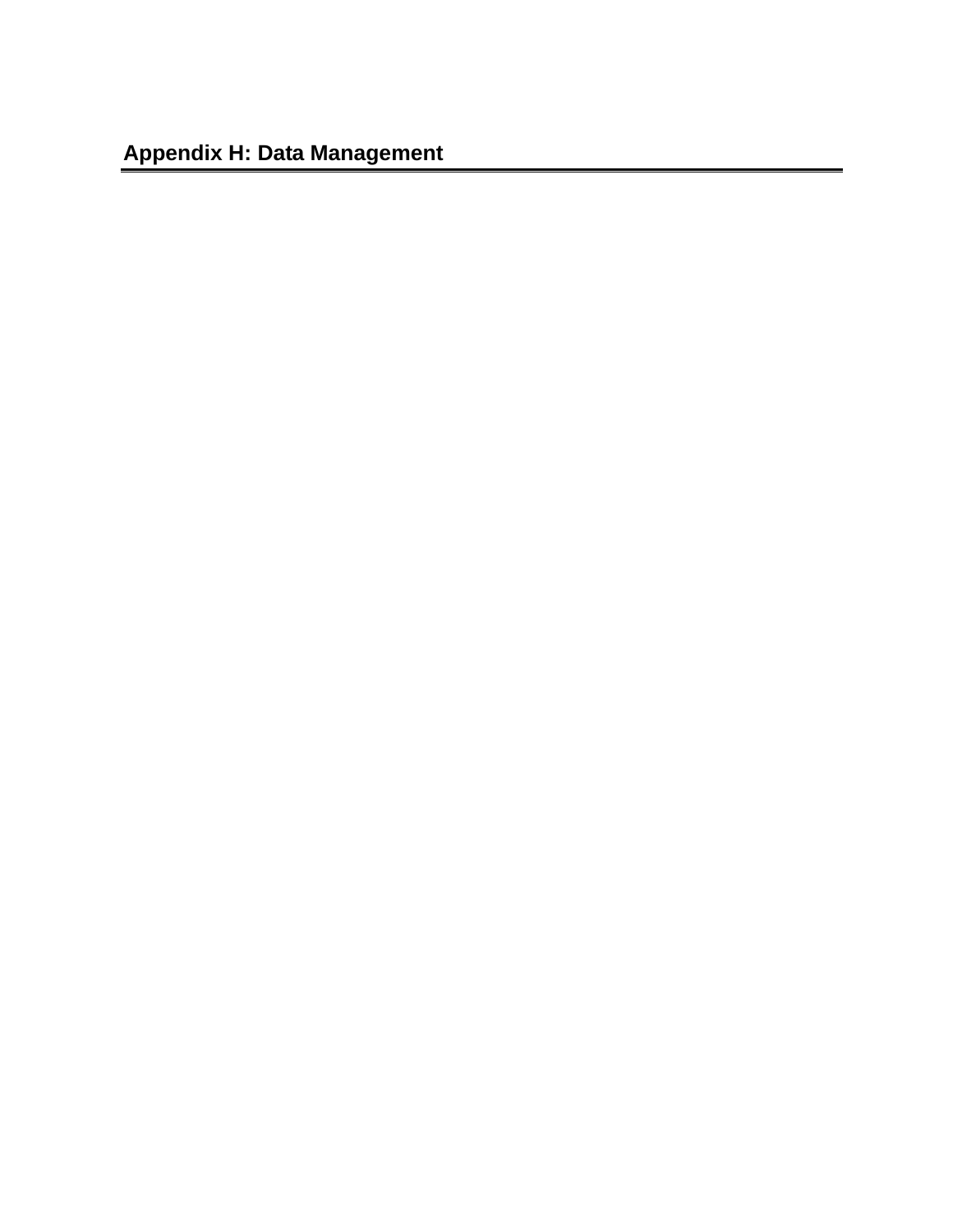# Appendix H: Data Management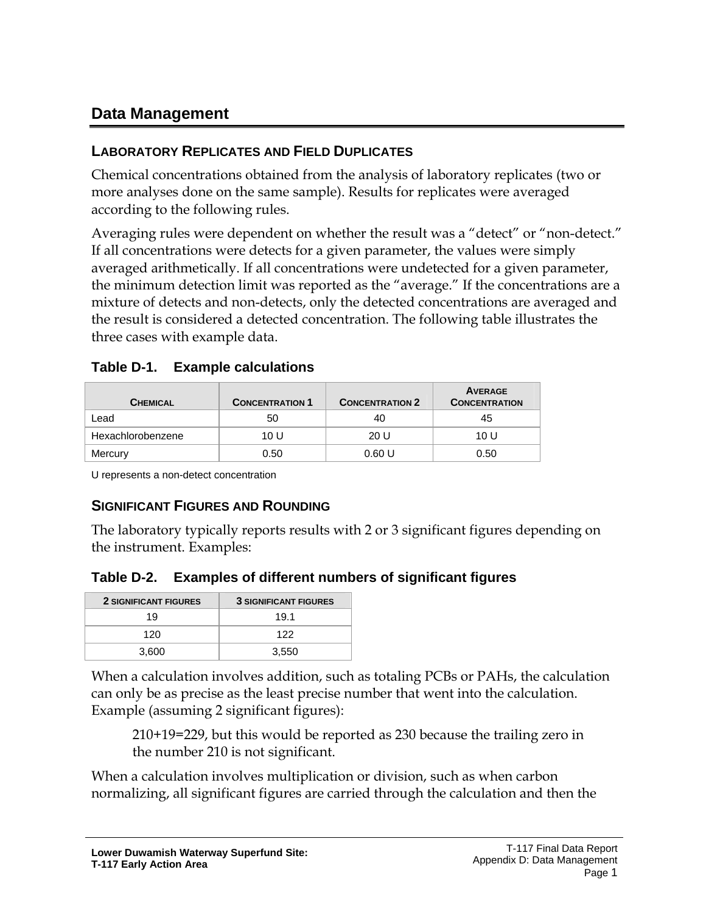# Data Management

## Laboratory Replicates and Field Duplicates

Chemical concentrations obtained from the analysis of laboratory replicates (two or more analyses done on the same sample). Results for replicates were averaged according to the following rules.

Averaging rules were dependent on whether the result was a "detect" or "non-detect." If all concentrations were detects for a given parameter, the values were simply averaged arithmetically. If all concentrations were undetected for a given parameter, the minimum detection limit was reported as the "average." If the concentrations are a mixture of detects and non-detects, only the detected concentrations are averaged and the result is considered a detected concentration. The following table illustrates the three cases with example data.

**Table D-1. Example calculations**

| Chemical | Concentration 1 | Concentration 2 | Average Concentration |
|---|---|---|---|
| Lead | 50 | 40 | 45 |
| Hexachlorobenzene | 10 U | 20 U | 10 U |
| Mercury | 0.50 | 0.60 U | 0.50 |

U represents a non-detect concentration

## Significant Figures and Rounding

The laboratory typically reports results with 2 or 3 significant figures depending on the instrument. Examples:

**Table D-2. Examples of different numbers of significant figures**

| 2 Significant Figures | 3 Significant Figures |
|---|---|
| 19 | 19.1 |
| 120 | 122 |
| 3,600 | 3,550 |

When a calculation involves addition, such as totaling PCBs or PAHs, the calculation can only be as precise as the least precise number that went into the calculation. Example (assuming 2 significant figures):

> 210+19=229, but this would be reported as 230 because the trailing zero in the number 210 is not significant.

When a calculation involves multiplication or division, such as when carbon normalizing, all significant figures are carried through the calculation and then the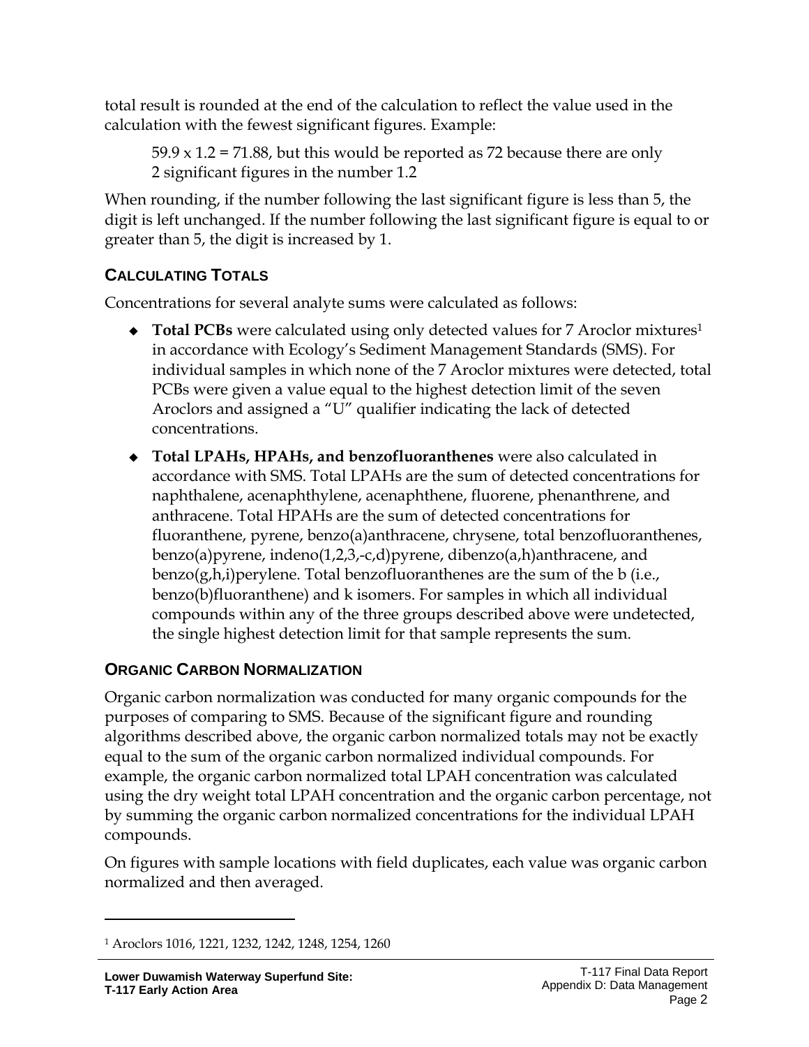total result is rounded at the end of the calculation to reflect the value used in the calculation with the fewest significant figures. Example:

> 59.9 x 1.2 = 71.88, but this would be reported as 72 because there are only 2 significant figures in the number 1.2

When rounding, if the number following the last significant figure is less than 5, the digit is left unchanged. If the number following the last significant figure is equal to or greater than 5, the digit is increased by 1.

## Calculating Totals

Concentrations for several analyte sums were calculated as follows:

- **Total PCBs** were calculated using only detected values for 7 Aroclor mixtures[1] in accordance with Ecology's Sediment Management Standards (SMS). For individual samples in which none of the 7 Aroclor mixtures were detected, total PCBs were given a value equal to the highest detection limit of the seven Aroclors and assigned a "U" qualifier indicating the lack of detected concentrations.
- **Total LPAHs, HPAHs, and benzofluoranthenes** were also calculated in accordance with SMS. Total LPAHs are the sum of detected concentrations for naphthalene, acenaphthylene, acenaphthene, fluorene, phenanthrene, and anthracene. Total HPAHs are the sum of detected concentrations for fluoranthene, pyrene, benzo(a)anthracene, chrysene, total benzofluoranthenes, benzo(a)pyrene, indeno(1,2,3,-c,d)pyrene, dibenzo(a,h)anthracene, and benzo(g,h,i)perylene. Total benzofluoranthenes are the sum of the b (i.e., benzo(b)fluoranthene) and k isomers. For samples in which all individual compounds within any of the three groups described above were undetected, the single highest detection limit for that sample represents the sum.

## Organic Carbon Normalization

Organic carbon normalization was conducted for many organic compounds for the purposes of comparing to SMS. Because of the significant figure and rounding algorithms described above, the organic carbon normalized totals may not be exactly equal to the sum of the organic carbon normalized individual compounds. For example, the organic carbon normalized total LPAH concentration was calculated using the dry weight total LPAH concentration and the organic carbon percentage, not by summing the organic carbon normalized concentrations for the individual LPAH compounds.

On figures with sample locations with field duplicates, each value was organic carbon normalized and then averaged.

[1] Aroclors 1016, 1221, 1232, 1242, 1248, 1254, 1260